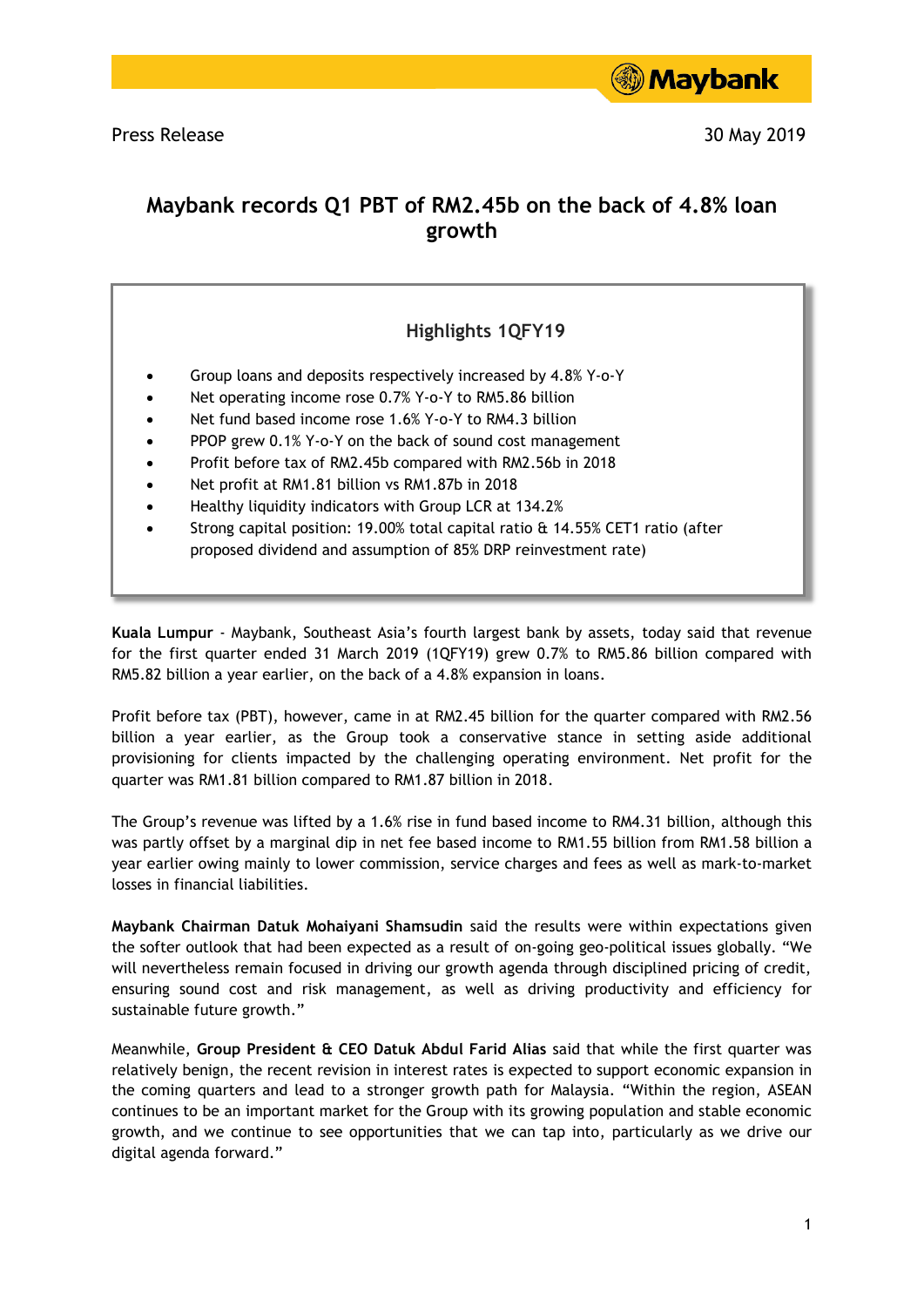Press Release 30 May 2019

# Maybank records Q1 PBT of RM2.45b on the back of 4.8% loan growth

## Highlights 1QFY19

- Group loans and deposits respectively increased by 4.8% Y-o-Y
- Net operating income rose 0.7% Y-o-Y to RM5.86 billion
- Net fund based income rose 1.6% Y-o-Y to RM4.3 billion
- PPOP grew 0.1% Y-o-Y on the back of sound cost management
- Profit before tax of RM2.45b compared with RM2.56b in 2018
- Net profit at RM1.81 billion vs RM1.87b in 2018
- Healthy liquidity indicators with Group LCR at 134.2%
- Strong capital position: 19.00% total capital ratio & 14.55% CET1 ratio (after proposed dividend and assumption of 85% DRP reinvestment rate)

**Kuala Lumpur** - Maybank, Southeast Asia's fourth largest bank by assets, today said that revenue for the first quarter ended 31 March 2019 (1QFY19) grew 0.7% to RM5.86 billion compared with RM5.82 billion a year earlier, on the back of a 4.8% expansion in loans.

Profit before tax (PBT), however, came in at RM2.45 billion for the quarter compared with RM2.56 billion a year earlier, as the Group took a conservative stance in setting aside additional provisioning for clients impacted by the challenging operating environment. Net profit for the quarter was RM1.81 billion compared to RM1.87 billion in 2018.

The Group's revenue was lifted by a 1.6% rise in fund based income to RM4.31 billion, although this was partly offset by a marginal dip in net fee based income to RM1.55 billion from RM1.58 billion a year earlier owing mainly to lower commission, service charges and fees as well as mark-to-market losses in financial liabilities.

**Maybank Chairman Datuk Mohaiyani Shamsudin** said the results were within expectations given the softer outlook that had been expected as a result of on-going geo-political issues globally. "We will nevertheless remain focused in driving our growth agenda through disciplined pricing of credit, ensuring sound cost and risk management, as well as driving productivity and efficiency for sustainable future growth."

Meanwhile, **Group President & CEO Datuk Abdul Farid Alias** said that while the first quarter was relatively benign, the recent revision in interest rates is expected to support economic expansion in the coming quarters and lead to a stronger growth path for Malaysia. "Within the region, ASEAN continues to be an important market for the Group with its growing population and stable economic growth, and we continue to see opportunities that we can tap into, particularly as we drive our digital agenda forward."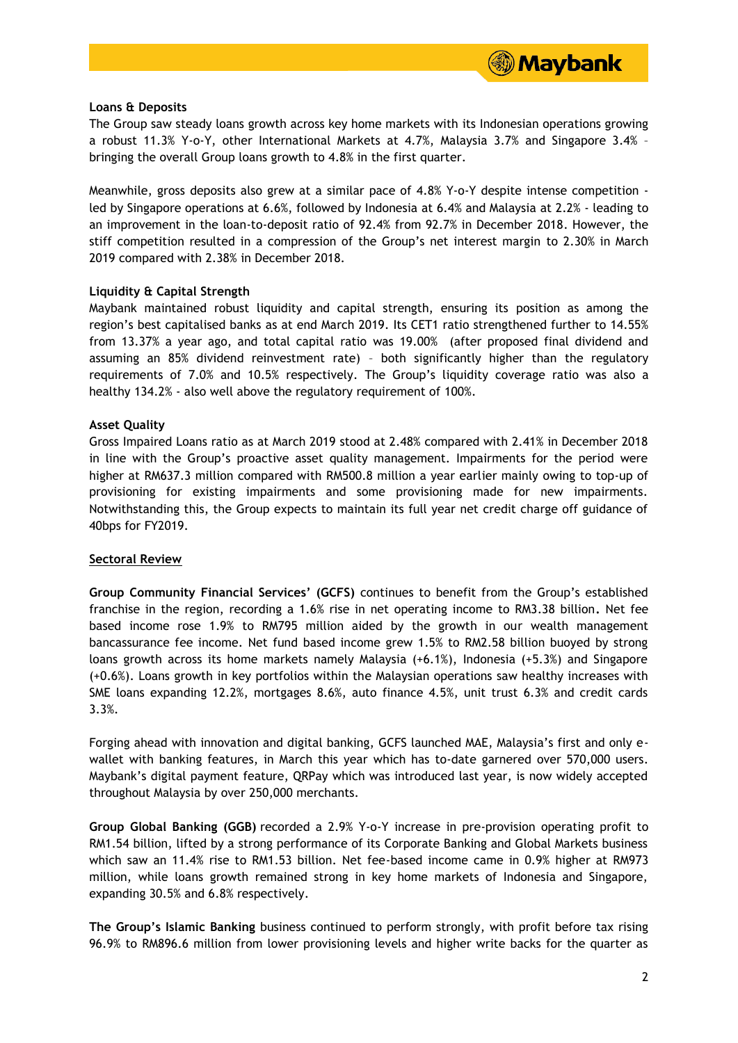**Loans & Deposits**

The Group saw steady loans growth across key home markets with its Indonesian operations growing a robust 11.3% Y-o-Y, other International Markets at 4.7%, Malaysia 3.7% and Singapore 3.4% – bringing the overall Group loans growth to 4.8% in the first quarter.

Meanwhile, gross deposits also grew at a similar pace of 4.8% Y-o-Y despite intense competition - led by Singapore operations at 6.6%, followed by Indonesia at 6.4% and Malaysia at 2.2% - leading to an improvement in the loan-to-deposit ratio of 92.4% from 92.7% in December 2018. However, the stiff competition resulted in a compression of the Group's net interest margin to 2.30% in March 2019 compared with 2.38% in December 2018.

**Liquidity & Capital Strength**

Maybank maintained robust liquidity and capital strength, ensuring its position as among the region's best capitalised banks as at end March 2019. Its CET1 ratio strengthened further to 14.55% from 13.37% a year ago, and total capital ratio was 19.00% (after proposed final dividend and assuming an 85% dividend reinvestment rate) – both significantly higher than the regulatory requirements of 7.0% and 10.5% respectively. The Group's liquidity coverage ratio was also a healthy 134.2% - also well above the regulatory requirement of 100%.

**Asset Quality**

Gross Impaired Loans ratio as at March 2019 stood at 2.48% compared with 2.41% in December 2018 in line with the Group's proactive asset quality management. Impairments for the period were higher at RM637.3 million compared with RM500.8 million a year earlier mainly owing to top-up of provisioning for existing impairments and some provisioning made for new impairments. Notwithstanding this, the Group expects to maintain its full year net credit charge off guidance of 40bps for FY2019.

**Sectoral Review**

**Group Community Financial Services' (GCFS)** continues to benefit from the Group's established franchise in the region, recording a 1.6% rise in net operating income to RM3.38 billion. Net fee based income rose 1.9% to RM795 million aided by the growth in our wealth management bancassurance fee income. Net fund based income grew 1.5% to RM2.58 billion buoyed by strong loans growth across its home markets namely Malaysia (+6.1%), Indonesia (+5.3%) and Singapore (+0.6%). Loans growth in key portfolios within the Malaysian operations saw healthy increases with SME loans expanding 12.2%, mortgages 8.6%, auto finance 4.5%, unit trust 6.3% and credit cards 3.3%.

Forging ahead with innovation and digital banking, GCFS launched MAE, Malaysia's first and only e-wallet with banking features, in March this year which has to-date garnered over 570,000 users. Maybank's digital payment feature, QRPay which was introduced last year, is now widely accepted throughout Malaysia by over 250,000 merchants.

**Group Global Banking (GGB)** recorded a 2.9% Y-o-Y increase in pre-provision operating profit to RM1.54 billion, lifted by a strong performance of its Corporate Banking and Global Markets business which saw an 11.4% rise to RM1.53 billion. Net fee-based income came in 0.9% higher at RM973 million, while loans growth remained strong in key home markets of Indonesia and Singapore, expanding 30.5% and 6.8% respectively.

**The Group's Islamic Banking** business continued to perform strongly, with profit before tax rising 96.9% to RM896.6 million from lower provisioning levels and higher write backs for the quarter as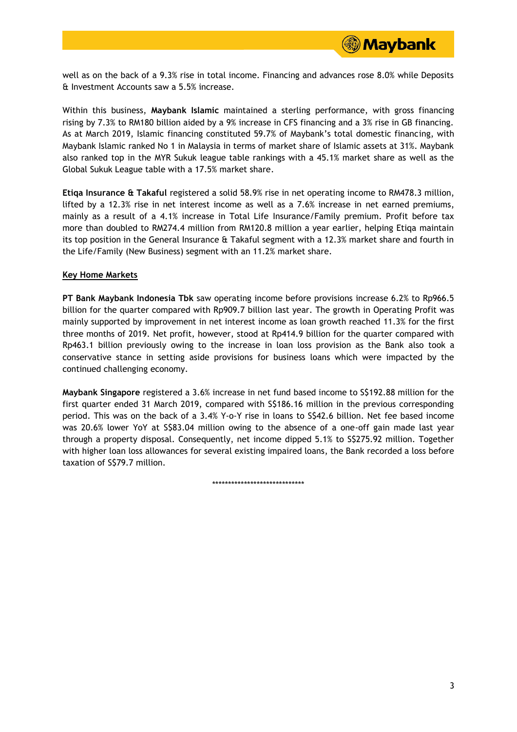well as on the back of a 9.3% rise in total income. Financing and advances rose 8.0% while Deposits & Investment Accounts saw a 5.5% increase.

Within this business, **Maybank Islamic** maintained a sterling performance, with gross financing rising by 7.3% to RM180 billion aided by a 9% increase in CFS financing and a 3% rise in GB financing. As at March 2019, Islamic financing constituted 59.7% of Maybank's total domestic financing, with Maybank Islamic ranked No 1 in Malaysia in terms of market share of Islamic assets at 31%. Maybank also ranked top in the MYR Sukuk league table rankings with a 45.1% market share as well as the Global Sukuk League table with a 17.5% market share.

**Etiqa Insurance & Takaful** registered a solid 58.9% rise in net operating income to RM478.3 million, lifted by a 12.3% rise in net interest income as well as a 7.6% increase in net earned premiums, mainly as a result of a 4.1% increase in Total Life Insurance/Family premium. Profit before tax more than doubled to RM274.4 million from RM120.8 million a year earlier, helping Etiqa maintain its top position in the General Insurance & Takaful segment with a 12.3% market share and fourth in the Life/Family (New Business) segment with an 11.2% market share.

**Key Home Markets**

**PT Bank Maybank Indonesia Tbk** saw operating income before provisions increase 6.2% to Rp966.5 billion for the quarter compared with Rp909.7 billion last year. The growth in Operating Profit was mainly supported by improvement in net interest income as loan growth reached 11.3% for the first three months of 2019. Net profit, however, stood at Rp414.9 billion for the quarter compared with Rp463.1 billion previously owing to the increase in loan loss provision as the Bank also took a conservative stance in setting aside provisions for business loans which were impacted by the continued challenging economy.

**Maybank Singapore** registered a 3.6% increase in net fund based income to S$192.88 million for the first quarter ended 31 March 2019, compared with S$186.16 million in the previous corresponding period. This was on the back of a 3.4% Y-o-Y rise in loans to S$42.6 billion. Net fee based income was 20.6% lower YoY at S$83.04 million owing to the absence of a one-off gain made last year through a property disposal. Consequently, net income dipped 5.1% to S$275.92 million. Together with higher loan loss allowances for several existing impaired loans, the Bank recorded a loss before taxation of S$79.7 million.

*****************************